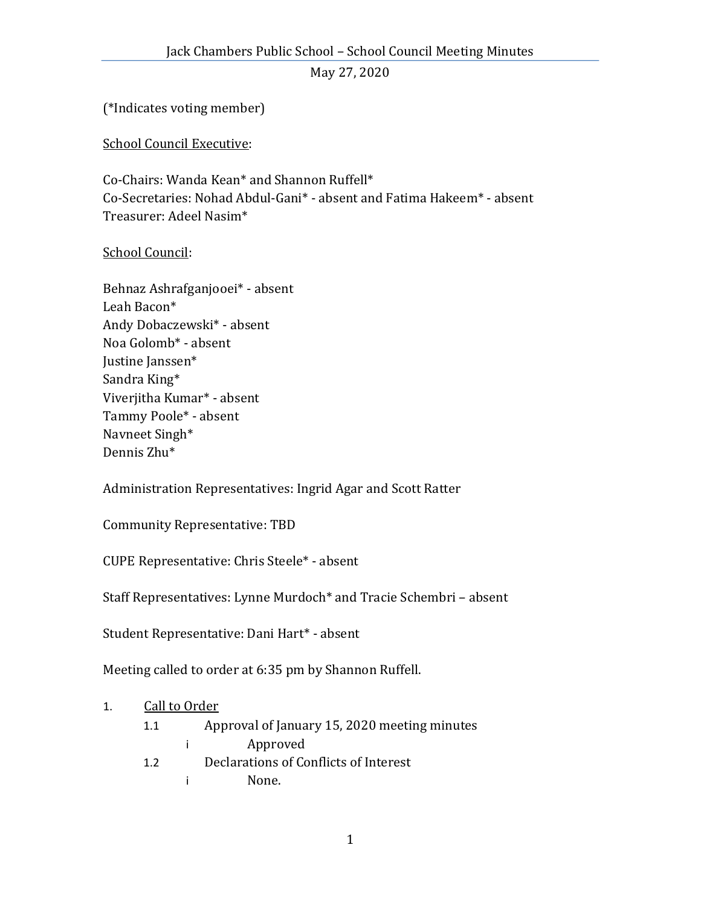Jack Chambers Public School – School Council Meeting Minutes

May 27, 2020

(*Indicates voting member)

School Council Executive:

Co-Chairs: Wanda Kean* and Shannon Ruffell*
Co-Secretaries: Nohad Abdul-Gani* - absent and Fatima Hakeem* - absent
Treasurer: Adeel Nasim*

School Council:

Behnaz Ashrafganjooei* - absent
Leah Bacon*
Andy Dobaczewski* - absent
Noa Golomb* - absent
Justine Janssen*
Sandra King*
Viverjitha Kumar* - absent
Tammy Poole* - absent
Navneet Singh*
Dennis Zhu*

Administration Representatives: Ingrid Agar and Scott Ratter

Community Representative: TBD

CUPE Representative: Chris Steele* - absent

Staff Representatives: Lynne Murdoch* and Tracie Schembri – absent

Student Representative: Dani Hart* - absent

Meeting called to order at 6:35 pm by Shannon Ruffell.

1. Call to Order
   - 1.1 Approval of January 15, 2020 meeting minutes
     - i Approved
   - 1.2 Declarations of Conflicts of Interest
     - i None.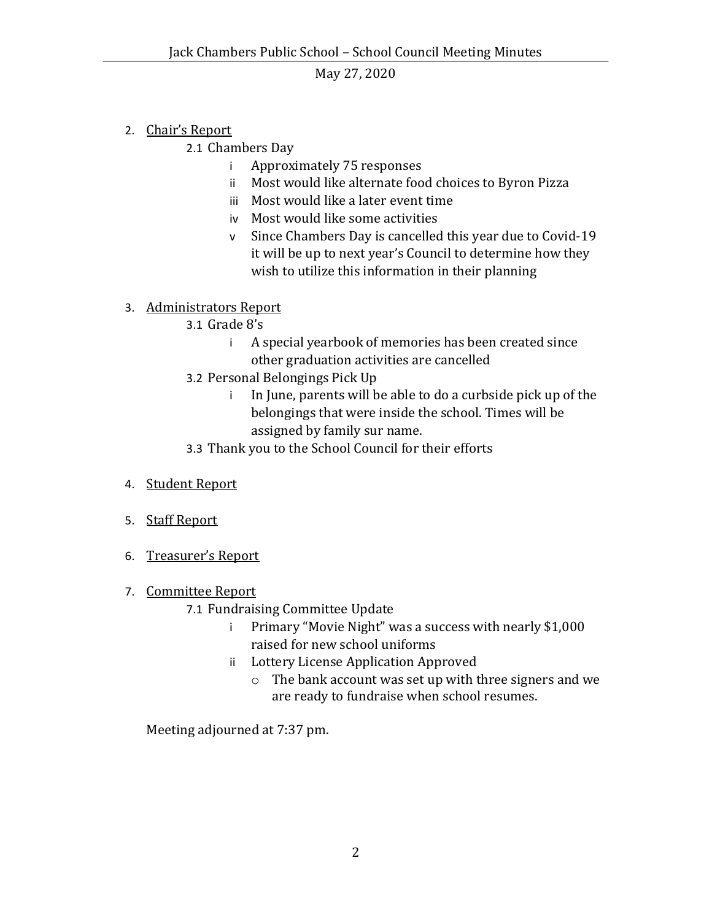2. Chair's Report
    - 2.1 Chambers Day
        - i Approximately 75 responses
        - ii Most would like alternate food choices to Byron Pizza
        - iii Most would like a later event time
        - iv Most would like some activities
        - v Since Chambers Day is cancelled this year due to Covid-19 it will be up to next year's Council to determine how they wish to utilize this information in their planning

3. Administrators Report
    - 3.1 Grade 8's
        - i A special yearbook of memories has been created since other graduation activities are cancelled
    - 3.2 Personal Belongings Pick Up
        - i In June, parents will be able to do a curbside pick up of the belongings that were inside the school. Times will be assigned by family sur name.
    - 3.3 Thank you to the School Council for their efforts

4. Student Report

5. Staff Report

6. Treasurer's Report

7. Committee Report
    - 7.1 Fundraising Committee Update
        - i Primary "Movie Night" was a success with nearly $1,000 raised for new school uniforms
        - ii Lottery License Application Approved
            - The bank account was set up with three signers and we are ready to fundraise when school resumes.

Meeting adjourned at 7:37 pm.